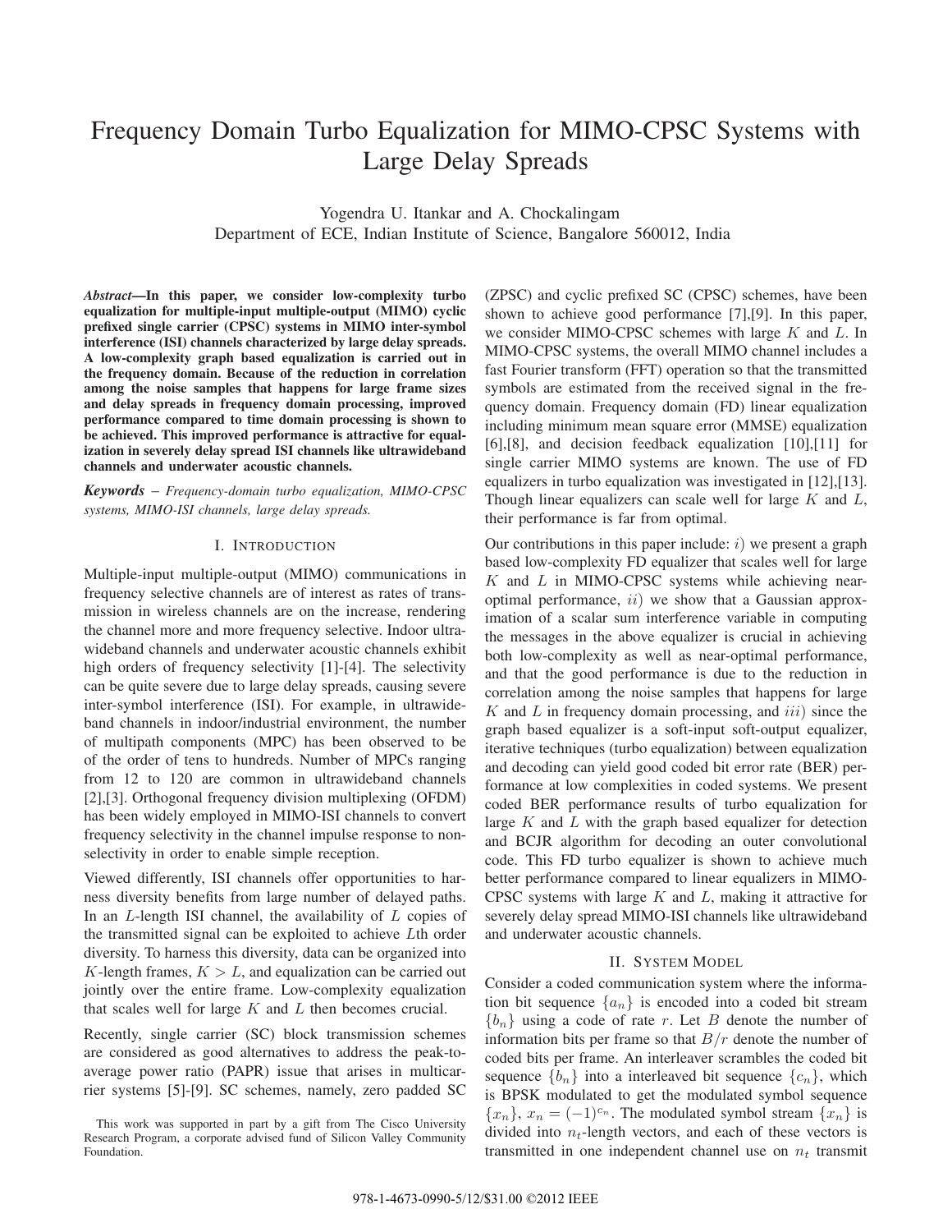# Frequency Domain Turbo Equalization for MIMO-CPSC Systems with Large Delay Spreads

Yogendra U. Itankar and A. Chockalingam
Department of ECE, Indian Institute of Science, Bangalore 560012, India

***Abstract*—In this paper, we consider low-complexity turbo equalization for multiple-input multiple-output (MIMO) cyclic prefixed single carrier (CPSC) systems in MIMO inter-symbol interference (ISI) channels characterized by large delay spreads. A low-complexity graph based equalization is carried out in the frequency domain. Because of the reduction in correlation among the noise samples that happens for large frame sizes and delay spreads in frequency domain processing, improved performance compared to time domain processing is shown to be achieved. This improved performance is attractive for equalization in severely delay spread ISI channels like ultrawideband channels and underwater acoustic channels.**

***Keywords*** – *Frequency-domain turbo equalization, MIMO-CPSC systems, MIMO-ISI channels, large delay spreads.*

## I. Introduction

Multiple-input multiple-output (MIMO) communications in frequency selective channels are of interest as rates of transmission in wireless channels are on the increase, rendering the channel more and more frequency selective. Indoor ultrawideband channels and underwater acoustic channels exhibit high orders of frequency selectivity [1]-[4]. The selectivity can be quite severe due to large delay spreads, causing severe inter-symbol interference (ISI). For example, in ultrawideband channels in indoor/industrial environment, the number of multipath components (MPC) has been observed to be of the order of tens to hundreds. Number of MPCs ranging from 12 to 120 are common in ultrawideband channels [2],[3]. Orthogonal frequency division multiplexing (OFDM) has been widely employed in MIMO-ISI channels to convert frequency selectivity in the channel impulse response to non-selectivity in order to enable simple reception.

Viewed differently, ISI channels offer opportunities to harness diversity benefits from large number of delayed paths. In an $L$-length ISI channel, the availability of $L$ copies of the transmitted signal can be exploited to achieve $L$th order diversity. To harness this diversity, data can be organized into $K$-length frames, $K > L$, and equalization can be carried out jointly over the entire frame. Low-complexity equalization that scales well for large $K$ and $L$ then becomes crucial.

Recently, single carrier (SC) block transmission schemes are considered as good alternatives to address the peak-to-average power ratio (PAPR) issue that arises in multicarrier systems [5]-[9]. SC schemes, namely, zero padded SC (ZPSC) and cyclic prefixed SC (CPSC) schemes, have been shown to achieve good performance [7],[9]. In this paper, we consider MIMO-CPSC schemes with large $K$ and $L$. In MIMO-CPSC systems, the overall MIMO channel includes a fast Fourier transform (FFT) operation so that the transmitted symbols are estimated from the received signal in the frequency domain. Frequency domain (FD) linear equalization including minimum mean square error (MMSE) equalization [6],[8], and decision feedback equalization [10],[11] for single carrier MIMO systems are known. The use of FD equalizers in turbo equalization was investigated in [12],[13]. Though linear equalizers can scale well for large $K$ and $L$, their performance is far from optimal.

Our contributions in this paper include: $i)$ we present a graph based low-complexity FD equalizer that scales well for large $K$ and $L$ in MIMO-CPSC systems while achieving near-optimal performance, $ii)$ we show that a Gaussian approximation of a scalar sum interference variable in computing the messages in the above equalizer is crucial in achieving both low-complexity as well as near-optimal performance, and that the good performance is due to the reduction in correlation among the noise samples that happens for large $K$ and $L$ in frequency domain processing, and $iii)$ since the graph based equalizer is a soft-input soft-output equalizer, iterative techniques (turbo equalization) between equalization and decoding can yield good coded bit error rate (BER) performance at low complexities in coded systems. We present coded BER performance results of turbo equalization for large $K$ and $L$ with the graph based equalizer for detection and BCJR algorithm for decoding an outer convolutional code. This FD turbo equalizer is shown to achieve much better performance compared to linear equalizers in MIMO-CPSC systems with large $K$ and $L$, making it attractive for severely delay spread MIMO-ISI channels like ultrawideband and underwater acoustic channels.

## II. System Model

Consider a coded communication system where the information bit sequence $\{a_n\}$ is encoded into a coded bit stream $\{b_n\}$ using a code of rate $r$. Let $B$ denote the number of information bits per frame so that $B/r$ denote the number of coded bits per frame. An interleaver scrambles the coded bit sequence $\{b_n\}$ into a interleaved bit sequence $\{c_n\}$, which is BPSK modulated to get the modulated symbol sequence $\{x_n\}$, $x_n = (-1)^{c_n}$. The modulated symbol stream $\{x_n\}$ is divided into $n_t$-length vectors, and each of these vectors is transmitted in one independent channel use on $n_t$ transmit

This work was supported in part by a gift from The Cisco University Research Program, a corporate advised fund of Silicon Valley Community Foundation.

978-1-4673-0990-5/12/$31.00 ©2012 IEEE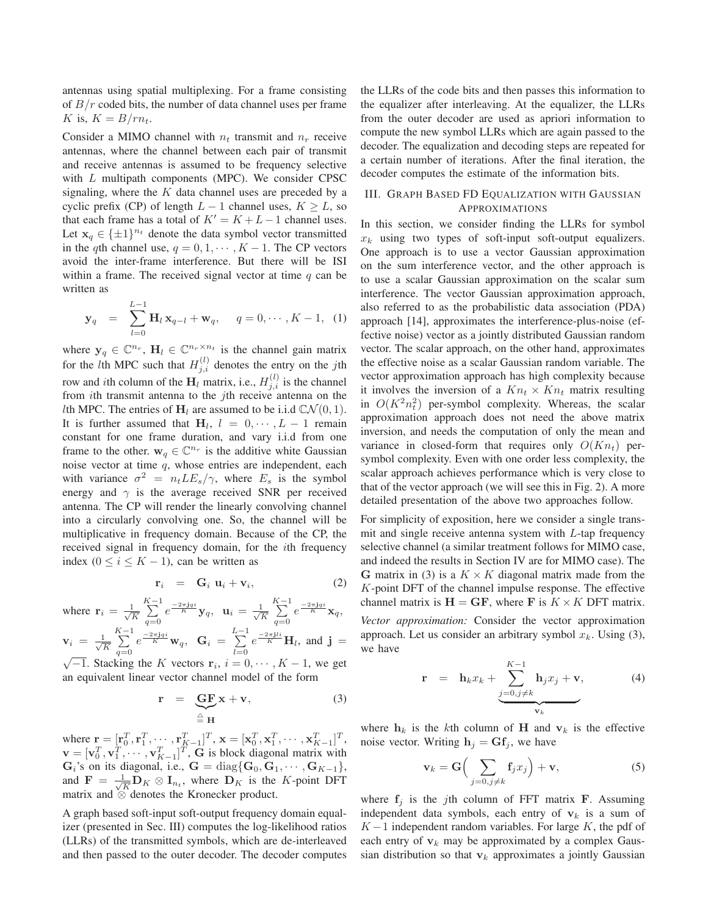antennas using spatial multiplexing. For a frame consisting of $B/r$ coded bits, the number of data channel uses per frame $K$ is, $K = B/rn_t$.

Consider a MIMO channel with $n_t$ transmit and $n_r$ receive antennas, where the channel between each pair of transmit and receive antennas is assumed to be frequency selective with $L$ multipath components (MPC). We consider CPSC signaling, where the $K$ data channel uses are preceded by a cyclic prefix (CP) of length $L-1$ channel uses, $K \geq L$, so that each frame has a total of $K' = K + L - 1$ channel uses. Let $\mathbf{x}_q \in \{\pm 1\}^{n_t}$ denote the data symbol vector transmitted in the $q$th channel use, $q = 0, 1, \cdots, K-1$. The CP vectors avoid the inter-frame interference. But there will be ISI within a frame. The received signal vector at time $q$ can be written as

$$\mathbf{y}_q = \sum_{l=0}^{L-1} \mathbf{H}_l \, \mathbf{x}_{q-l} + \mathbf{w}_q, \quad q = 0, \cdots, K-1, \quad (1)$$

where $\mathbf{y}_q \in \mathbb{C}^{n_r}$, $\mathbf{H}_l \in \mathbb{C}^{n_r \times n_t}$ is the channel gain matrix for the $l$th MPC such that $H_{j,i}^{(l)}$ denotes the entry on the $j$th row and $i$th column of the $\mathbf{H}_l$ matrix, i.e., $H_{j,i}^{(l)}$ is the channel from $i$th transmit antenna to the $j$th receive antenna on the $l$th MPC. The entries of $\mathbf{H}_l$ are assumed to be i.i.d $\mathcal{CN}(0,1)$. It is further assumed that $\mathbf{H}_l$, $l = 0, \cdots, L-1$ remain constant for one frame duration, and vary i.i.d from one frame to the other. $\mathbf{w}_q \in \mathbb{C}^{n_r}$ is the additive white Gaussian noise vector at time $q$, whose entries are independent, each with variance $\sigma^2 = n_t L E_s/\gamma$, where $E_s$ is the symbol energy and $\gamma$ is the average received SNR per received antenna. The CP will render the linearly convolving channel into a circularly convolving one. So, the channel will be multiplicative in frequency domain. Because of the CP, the received signal in frequency domain, for the $i$th frequency index ($0 \leq i \leq K-1$), can be written as

$$\mathbf{r}_i = \mathbf{G}_i \, \mathbf{u}_i + \mathbf{v}_i, \quad (2)$$

where $\mathbf{r}_i = \frac{1}{\sqrt{K}} \sum_{q=0}^{K-1} e^{\frac{-2\pi \mathbf{j} q i}{K}} \mathbf{y}_q$, $\mathbf{u}_i = \frac{1}{\sqrt{K}} \sum_{q=0}^{K-1} e^{\frac{-2\pi \mathbf{j} q i}{K}} \mathbf{x}_q$, $\mathbf{v}_i = \frac{1}{\sqrt{K}} \sum_{q=0}^{K-1} e^{\frac{-2\pi \mathbf{j} q i}{K}} \mathbf{w}_q$, $\mathbf{G}_i = \sum_{l=0}^{L-1} e^{\frac{-2\pi \mathbf{j} l i}{K}} \mathbf{H}_l$, and $\mathbf{j} = \sqrt{-1}$. Stacking the $K$ vectors $\mathbf{r}_i$, $i = 0, \cdots, K-1$, we get an equivalent linear vector channel model of the form

$$\mathbf{r} = \underbrace{\mathbf{G}\mathbf{F}}_{\triangleq \mathbf{H}} \mathbf{x} + \mathbf{v}, \quad (3)$$

where $\mathbf{r} = [\mathbf{r}_0^T, \mathbf{r}_1^T, \cdots, \mathbf{r}_{K-1}^T]^T$, $\mathbf{x} = [\mathbf{x}_0^T, \mathbf{x}_1^T, \cdots, \mathbf{x}_{K-1}^T]^T$, $\mathbf{v} = [\mathbf{v}_0^T, \mathbf{v}_1^T, \cdots, \mathbf{v}_{K-1}^T]^T$, $\mathbf{G}$ is block diagonal matrix with $\mathbf{G}_i$'s on its diagonal, i.e., $\mathbf{G} = \text{diag}\{\mathbf{G}_0, \mathbf{G}_1, \cdots, \mathbf{G}_{K-1}\}$, and $\mathbf{F} = \frac{1}{\sqrt{K}} \mathbf{D}_K \otimes \mathbf{I}_{n_t}$, where $\mathbf{D}_K$ is the $K$-point DFT matrix and $\otimes$ denotes the Kronecker product.

A graph based soft-input soft-output frequency domain equalizer (presented in Sec. III) computes the log-likelihood ratios (LLRs) of the transmitted symbols, which are de-interleaved and then passed to the outer decoder. The decoder computes the LLRs of the code bits and then passes this information to the equalizer after interleaving. At the equalizer, the LLRs from the outer decoder are used as apriori information to compute the new symbol LLRs which are again passed to the decoder. The equalization and decoding steps are repeated for a certain number of iterations. After the final iteration, the decoder computes the estimate of the information bits.

## III. Graph Based FD Equalization with Gaussian Approximations

In this section, we consider finding the LLRs for symbol $x_k$ using two types of soft-input soft-output equalizers. One approach is to use a vector Gaussian approximation on the sum interference vector, and the other approach is to use a scalar Gaussian approximation on the scalar sum interference. The vector Gaussian approximation approach, also referred to as the probabilistic data association (PDA) approach [14], approximates the interference-plus-noise (effective noise) vector as a jointly distributed Gaussian random vector. The scalar approach, on the other hand, approximates the effective noise as a scalar Gaussian random variable. The vector approximation approach has high complexity because it involves the inversion of a $Kn_t \times Kn_t$ matrix resulting in $O(K^2 n_t^2)$ per-symbol complexity. Whereas, the scalar approximation approach does not need the above matrix inversion, and needs the computation of only the mean and variance in closed-form that requires only $O(Kn_t)$ per-symbol complexity. Even with one order less complexity, the scalar approach achieves performance which is very close to that of the vector approach (we will see this in Fig. 2). A more detailed presentation of the above two approaches follow.

For simplicity of exposition, here we consider a single transmit and single receive antenna system with $L$-tap frequency selective channel (a similar treatment follows for MIMO case, and indeed the results in Section IV are for MIMO case). The $\mathbf{G}$ matrix in (3) is a $K \times K$ diagonal matrix made from the $K$-point DFT of the channel impulse response. The effective channel matrix is $\mathbf{H} = \mathbf{G}\mathbf{F}$, where $\mathbf{F}$ is $K \times K$ DFT matrix.

*Vector approximation:* Consider the vector approximation approach. Let us consider an arbitrary symbol $x_k$. Using (3), we have

$$\mathbf{r} = \mathbf{h}_k x_k + \underbrace{\sum_{j=0, j \neq k}^{K-1} \mathbf{h}_j x_j + \mathbf{v}}_{\mathbf{v}_k}, \quad (4)$$

where $\mathbf{h}_k$ is the $k$th column of $\mathbf{H}$ and $\mathbf{v}_k$ is the effective noise vector. Writing $\mathbf{h}_j = \mathbf{G}\mathbf{f}_j$, we have

$$\mathbf{v}_k = \mathbf{G}\Big( \sum_{j=0, j \neq k} \mathbf{f}_j x_j \Big) + \mathbf{v}, \quad (5)$$

where $\mathbf{f}_j$ is the $j$th column of FFT matrix $\mathbf{F}$. Assuming independent data symbols, each entry of $\mathbf{v}_k$ is a sum of $K-1$ independent random variables. For large $K$, the pdf of each entry of $\mathbf{v}_k$ may be approximated by a complex Gaussian distribution so that $\mathbf{v}_k$ approximates a jointly Gaussian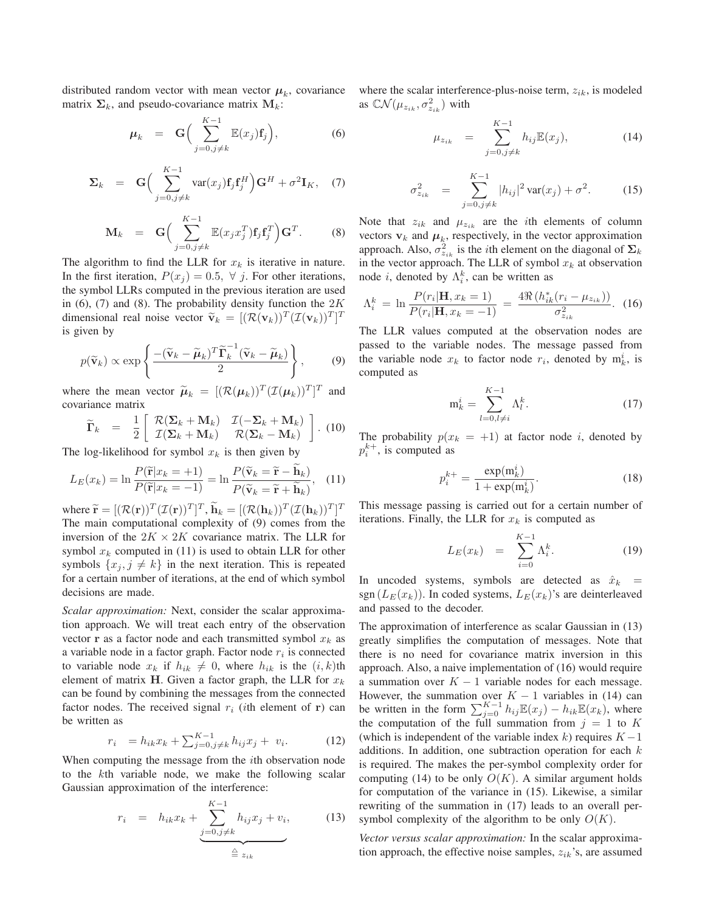distributed random vector with mean vector $\boldsymbol{\mu}_k$, covariance matrix $\boldsymbol{\Sigma}_k$, and pseudo-covariance matrix $\mathbf{M}_k$:

$$\boldsymbol{\mu}_k = \mathbf{G}\Big(\sum_{j=0,j\neq k}^{K-1} \mathbb{E}(x_j)\mathbf{f}_j\Big), \tag{6}$$

$$\boldsymbol{\Sigma}_k = \mathbf{G}\Big(\sum_{j=0,j\neq k}^{K-1} \mathrm{var}(x_j)\mathbf{f}_j\mathbf{f}_j^H\Big)\mathbf{G}^H + \sigma^2\mathbf{I}_K, \tag{7}$$

$$\mathbf{M}_k = \mathbf{G}\Big(\sum_{j=0,j\neq k}^{K-1} \mathbb{E}(x_j x_j^T)\mathbf{f}_j\mathbf{f}_j^T\Big)\mathbf{G}^T. \tag{8}$$

The algorithm to find the LLR for $x_k$ is iterative in nature. In the first iteration, $P(x_j) = 0.5,\ \forall\ j$. For other iterations, the symbol LLRs computed in the previous iteration are used in (6), (7) and (8). The probability density function the $2K$ dimensional real noise vector $\widetilde{\mathbf{v}}_k = [(\mathcal{R}(\mathbf{v}_k))^T(\mathcal{I}(\mathbf{v}_k))^T]^T$ is given by

$$p(\widetilde{\mathbf{v}}_k) \propto \exp\left\{\frac{-(\widetilde{\mathbf{v}}_k - \widetilde{\boldsymbol{\mu}}_k)^T\widetilde{\boldsymbol{\Gamma}}_k^{-1}(\widetilde{\mathbf{v}}_k - \widetilde{\boldsymbol{\mu}}_k)}{2}\right\}, \tag{9}$$

where the mean vector $\widetilde{\boldsymbol{\mu}}_k = [(\mathcal{R}(\boldsymbol{\mu}_k))^T(\mathcal{I}(\boldsymbol{\mu}_k))^T]^T$ and covariance matrix

$$\widetilde{\boldsymbol{\Gamma}}_k = \frac{1}{2}\begin{bmatrix} \mathcal{R}(\boldsymbol{\Sigma}_k + \mathbf{M}_k) & \mathcal{I}(-\boldsymbol{\Sigma}_k + \mathbf{M}_k) \\ \mathcal{I}(\boldsymbol{\Sigma}_k + \mathbf{M}_k) & \mathcal{R}(\boldsymbol{\Sigma}_k - \mathbf{M}_k) \end{bmatrix}. \tag{10}$$

The log-likelihood for symbol $x_k$ is then given by

$$L_E(x_k) = \ln\frac{P(\widetilde{\mathbf{r}}|x_k = +1)}{P(\widetilde{\mathbf{r}}|x_k = -1)} = \ln\frac{P(\widetilde{\mathbf{v}}_k = \widetilde{\mathbf{r}} - \widetilde{\mathbf{h}}_k)}{P(\widetilde{\mathbf{v}}_k = \widetilde{\mathbf{r}} + \widetilde{\mathbf{h}}_k)}, \tag{11}$$

where $\widetilde{\mathbf{r}} = [(\mathcal{R}(\mathbf{r}))^T(\mathcal{I}(\mathbf{r}))^T]^T$, $\widetilde{\mathbf{h}}_k = [(\mathcal{R}(\mathbf{h}_k))^T(\mathcal{I}(\mathbf{h}_k))^T]^T$ The main computational complexity of (9) comes from the inversion of the $2K \times 2K$ covariance matrix. The LLR for symbol $x_k$ computed in (11) is used to obtain LLR for other symbols $\{x_j, j \neq k\}$ in the next iteration. This is repeated for a certain number of iterations, at the end of which symbol decisions are made.

*Scalar approximation:* Next, consider the scalar approximation approach. We will treat each entry of the observation vector $\mathbf{r}$ as a factor node and each transmitted symbol $x_k$ as a variable node in a factor graph. Factor node $r_i$ is connected to variable node $x_k$ if $h_{ik} \neq 0$, where $h_{ik}$ is the $(i,k)$th element of matrix $\mathbf{H}$. Given a factor graph, the LLR for $x_k$ can be found by combining the messages from the connected factor nodes. The received signal $r_i$ ($i$th element of $\mathbf{r}$) can be written as

$$r_i = h_{ik}x_k + \textstyle\sum_{j=0,j\neq k}^{K-1} h_{ij}x_j + v_i. \tag{12}$$

When computing the message from the $i$th observation node to the $k$th variable node, we make the following scalar Gaussian approximation of the interference:

$$r_i = h_{ik}x_k + \underbrace{\sum_{j=0,j\neq k}^{K-1} h_{ij}x_j + v_i}_{\triangleq\, z_{ik}}, \tag{13}$$

where the scalar interference-plus-noise term, $z_{ik}$, is modeled as $\mathbb{CN}(\mu_{z_{ik}}, \sigma^2_{z_{ik}})$ with

$$\mu_{z_{ik}} = \sum_{j=0,j\neq k}^{K-1} h_{ij}\mathbb{E}(x_j), \tag{14}$$

$$\sigma^2_{z_{ik}} = \sum_{j=0,j\neq k}^{K-1} |h_{ij}|^2\,\mathrm{var}(x_j) + \sigma^2. \tag{15}$$

Note that $z_{ik}$ and $\mu_{z_{ik}}$ are the $i$th elements of column vectors $\mathbf{v}_k$ and $\boldsymbol{\mu}_k$, respectively, in the vector approximation approach. Also, $\sigma^2_{z_{ik}}$ is the $i$th element on the diagonal of $\boldsymbol{\Sigma}_k$ in the vector approach. The LLR of symbol $x_k$ at observation node $i$, denoted by $\Lambda_i^k$, can be written as

$$\Lambda_i^k = \ln\frac{P(r_i|\mathbf{H}, x_k = 1)}{P(r_i|\mathbf{H}, x_k = -1)} = \frac{4\Re\left(h_{ik}^*(r_i - \mu_{z_{ik}})\right)}{\sigma^2_{z_{ik}}}. \tag{16}$$

The LLR values computed at the observation nodes are passed to the variable nodes. The message passed from the variable node $x_k$ to factor node $r_i$, denoted by $\mathrm{m}_k^i$, is computed as

$$\mathrm{m}_k^i = \sum_{l=0,l\neq i}^{K-1} \Lambda_l^k. \tag{17}$$

The probability $p(x_k = +1)$ at factor node $i$, denoted by $p_i^{k+}$, is computed as

$$p_i^{k+} = \frac{\exp(\mathrm{m}_k^i)}{1 + \exp(\mathrm{m}_k^i)}. \tag{18}$$

This message passing is carried out for a certain number of iterations. Finally, the LLR for $x_k$ is computed as

$$L_E(x_k) = \sum_{i=0}^{K-1} \Lambda_i^k. \tag{19}$$

In uncoded systems, symbols are detected as $\hat{x}_k = \mathrm{sgn}\left(L_E(x_k)\right)$. In coded systems, $L_E(x_k)$'s are deinterleaved and passed to the decoder.

The approximation of interference as scalar Gaussian in (13) greatly simplifies the computation of messages. Note that there is no need for covariance matrix inversion in this approach. Also, a naive implementation of (16) would require a summation over $K-1$ variable nodes for each message. However, the summation over $K-1$ variables in (14) can be written in the form $\sum_{j=0}^{K-1} h_{ij}\mathbb{E}(x_j) - h_{ik}\mathbb{E}(x_k)$, where the computation of the full summation from $j = 1$ to $K$ (which is independent of the variable index $k$) requires $K-1$ additions. In addition, one subtraction operation for each $k$ is required. The makes the per-symbol complexity order for computing (14) to be only $O(K)$. A similar argument holds for computation of the variance in (15). Likewise, a similar rewriting of the summation in (17) leads to an overall per-symbol complexity of the algorithm to be only $O(K)$.

*Vector versus scalar approximation:* In the scalar approximation approach, the effective noise samples, $z_{ik}$'s, are assumed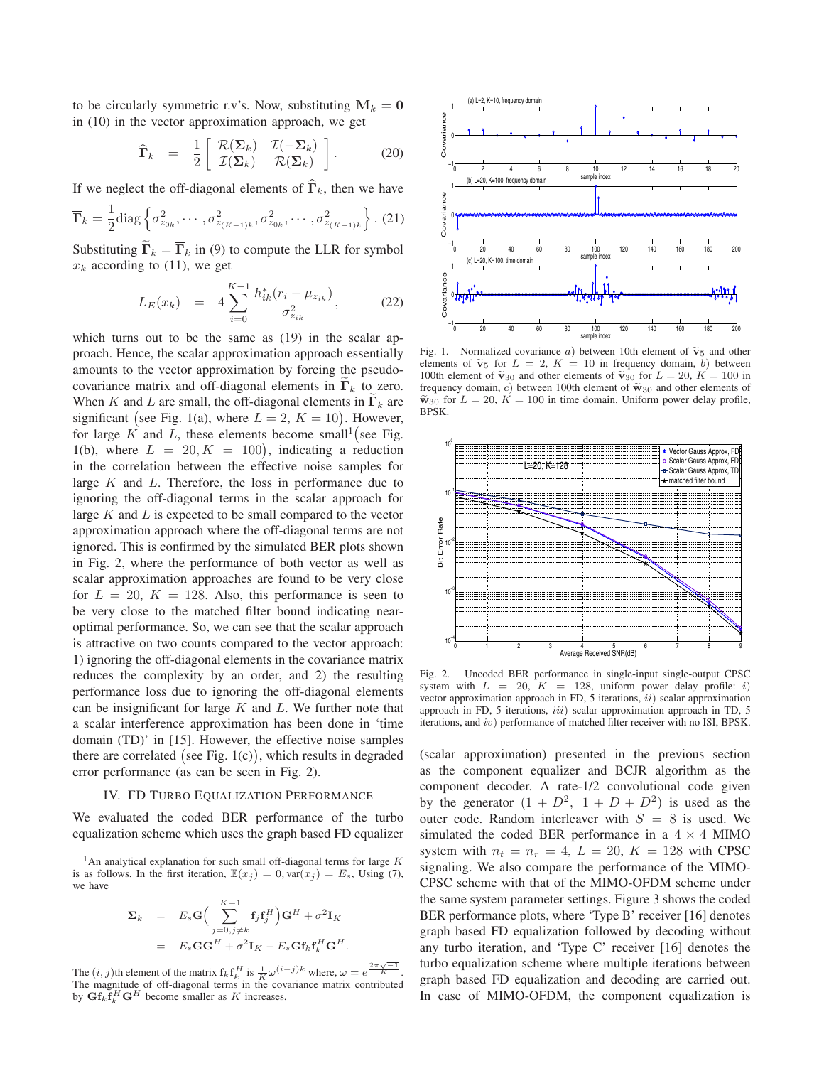to be circularly symmetric r.v's. Now, substituting $\mathbf{M}_k = \mathbf{0}$ in (10) in the vector approximation approach, we get

$$\widehat{\mathbf{\Gamma}}_k = \frac{1}{2}\begin{bmatrix} \mathcal{R}(\mathbf{\Sigma}_k) & \mathcal{I}(-\mathbf{\Sigma}_k) \\ \mathcal{I}(\mathbf{\Sigma}_k) & \mathcal{R}(\mathbf{\Sigma}_k) \end{bmatrix}. \quad (20)$$

If we neglect the off-diagonal elements of $\widehat{\mathbf{\Gamma}}_k$, then we have

$$\overline{\mathbf{\Gamma}}_k = \frac{1}{2}\text{diag}\left\{\sigma^2_{z_{0k}}, \cdots, \sigma^2_{z_{(K-1)k}}, \sigma^2_{z_{0k}}, \cdots, \sigma^2_{z_{(K-1)k}}\right\}. \quad (21)$$

Substituting $\widetilde{\mathbf{\Gamma}}_k = \overline{\mathbf{\Gamma}}_k$ in (9) to compute the LLR for symbol $x_k$ according to (11), we get

$$L_E(x_k) = 4\sum_{i=0}^{K-1}\frac{h^*_{ik}(r_i - \mu_{z_{ik}})}{\sigma^2_{z_{ik}}}, \quad (22)$$

which turns out to be the same as (19) in the scalar approach. Hence, the scalar approximation approach essentially amounts to the vector approximation by forcing the pseudo-covariance matrix and off-diagonal elements in $\widetilde{\mathbf{\Gamma}}_k$ to zero. When $K$ and $L$ are small, the off-diagonal elements in $\widetilde{\mathbf{\Gamma}}_k$ are significant (see Fig. 1(a), where $L = 2$, $K = 10$). However, for large $K$ and $L$, these elements become small[1] (see Fig. 1(b), where $L = 20, K = 100$), indicating a reduction in the correlation between the effective noise samples for large $K$ and $L$. Therefore, the loss in performance due to ignoring the off-diagonal terms in the scalar approach for large $K$ and $L$ is expected to be small compared to the vector approximation approach where the off-diagonal terms are not ignored. This is confirmed by the simulated BER plots shown in Fig. 2, where the performance of both vector as well as scalar approximation approaches are found to be very close for $L = 20$, $K = 128$. Also, this performance is seen to be very close to the matched filter bound indicating near-optimal performance. So, we can see that the scalar approach is attractive on two counts compared to the vector approach: 1) ignoring the off-diagonal elements in the covariance matrix reduces the complexity by an order, and 2) the resulting performance loss due to ignoring the off-diagonal elements can be insignificant for large $K$ and $L$. We further note that a scalar interference approximation has been done in 'time domain (TD)' in [15]. However, the effective noise samples there are correlated (see Fig. 1(c)), which results in degraded error performance (as can be seen in Fig. 2).

## IV. FD Turbo Equalization Performance

We evaluated the coded BER performance of the turbo equalization scheme which uses the graph based FD equalizer (scalar approximation) presented in the previous section as the component equalizer and BCJR algorithm as the component decoder. A rate-1/2 convolutional code given by the generator $(1 + D^2,\ 1 + D + D^2)$ is used as the outer code. Random interleaver with $S = 8$ is used. We simulated the coded BER performance in a $4 \times 4$ MIMO system with $n_t = n_r = 4$, $L = 20$, $K = 128$ with CPSC signaling. We also compare the performance of the MIMO-CPSC scheme with that of the MIMO-OFDM scheme under the same system parameter settings. Figure 3 shows the coded BER performance plots, where 'Type B' receiver [16] denotes graph based FD equalization followed by decoding without any turbo iteration, and 'Type C' receiver [16] denotes the turbo equalization scheme where multiple iterations between graph based FD equalization and decoding are carried out. In case of MIMO-OFDM, the component equalization is

[1] An analytical explanation for such small off-diagonal terms for large $K$ is as follows. In the first iteration, $\mathbb{E}(x_j) = 0$, $\text{var}(x_j) = E_s$. Using (7), we have

$$\begin{aligned}\mathbf{\Sigma}_k &= E_s\mathbf{G}\Big(\sum_{j=0, j\neq k}^{K-1}\mathbf{f}_j\mathbf{f}_j^H\Big)\mathbf{G}^H + \sigma^2\mathbf{I}_K \\ &= E_s\mathbf{G}\mathbf{G}^H + \sigma^2\mathbf{I}_K - E_s\mathbf{G}\mathbf{f}_k\mathbf{f}_k^H\mathbf{G}^H.\end{aligned}$$

The $(i,j)$th element of the matrix $\mathbf{f}_k\mathbf{f}_k^H$ is $\frac{1}{K}\omega^{(i-j)k}$ where, $\omega = e^{\frac{2\pi\sqrt{-1}}{K}}$. The magnitude of off-diagonal terms in the covariance matrix contributed by $\mathbf{G}\mathbf{f}_k\mathbf{f}_k^H\mathbf{G}^H$ become smaller as $K$ increases.

Fig. 1. Normalized covariance $a)$ between 10th element of $\widetilde{\mathbf{v}}_5$ and other elements of $\widetilde{\mathbf{v}}_5$ for $L = 2$, $K = 10$ in frequency domain, $b)$ between 100th element of $\widetilde{\mathbf{v}}_{30}$ and other elements of $\widetilde{\mathbf{v}}_{30}$ for $L = 20$, $K = 100$ in frequency domain, $c)$ between 100th element of $\widetilde{\mathbf{w}}_{30}$ and other elements of $\widetilde{\mathbf{w}}_{30}$ for $L = 20$, $K = 100$ in time domain. Uniform power delay profile, BPSK.

Fig. 2. Uncoded BER performance in single-input single-output CPSC system with $L = 20$, $K = 128$, uniform power delay profile: $i)$ vector approximation approach in FD, 5 iterations, $ii)$ scalar approximation approach in FD, 5 iterations, $iii)$ scalar approximation approach in TD, 5 iterations, and $iv)$ performance of matched filter receiver with no ISI, BPSK.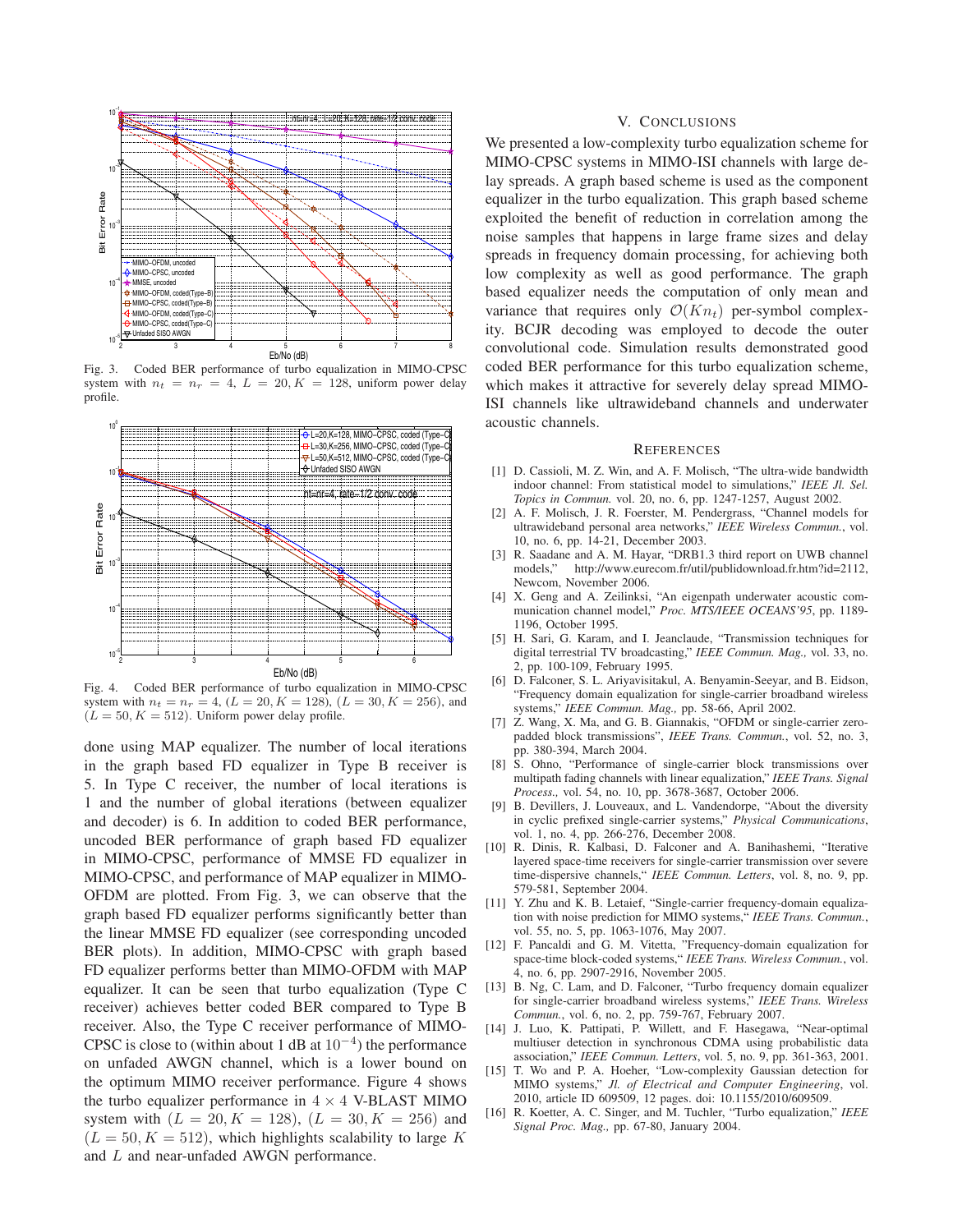nt=nr=4, L=20,K=128, rate=1/2 conv. code

Bit Error Rate

Eb/No (dB)

MIMO–OFDM, uncoded
MIMO–CPSC, uncoded
MMSE, uncoded
MIMO–OFDM, coded(Type–B)
MIMO–CPSC, coded(Type–B)
MIMO–OFDM, coded(Type–C)
MIMO–CPSC, coded(Type–C)
Unfaded SISO AWGN

Fig. 3. Coded BER performance of turbo equalization in MIMO-CPSC system with $n_t = n_r = 4$, $L = 20, K = 128$, uniform power delay profile.

L=20,K=128, MIMO–CPSC, coded (Type–C)
L=30,K=256, MIMO–CPSC, coded (Type–C)
L=50,K=512, MIMO–CPSC, coded (Type–C)
Unfaded SISO AWGN

nt=nr=4, rate–1/2 conv. code

Bit Error Rate

Eb/No (dB)

Fig. 4. Coded BER performance of turbo equalization in MIMO-CPSC system with $n_t = n_r = 4$, $(L = 20, K = 128)$, $(L = 30, K = 256)$, and $(L = 50, K = 512)$. Uniform power delay profile.

done using MAP equalizer. The number of local iterations in the graph based FD equalizer in Type B receiver is 5. In Type C receiver, the number of local iterations is 1 and the number of global iterations (between equalizer and decoder) is 6. In addition to coded BER performance, uncoded BER performance of graph based FD equalizer in MIMO-CPSC, performance of MMSE FD equalizer in MIMO-CPSC, and performance of MAP equalizer in MIMO-OFDM are plotted. From Fig. 3, we can observe that the graph based FD equalizer performs significantly better than the linear MMSE FD equalizer (see corresponding uncoded BER plots). In addition, MIMO-CPSC with graph based FD equalizer performs better than MIMO-OFDM with MAP equalizer. It can be seen that turbo equalization (Type C receiver) achieves better coded BER compared to Type B receiver. Also, the Type C receiver performance of MIMO-CPSC is close to (within about 1 dB at $10^{-4}$) the performance on unfaded AWGN channel, which is a lower bound on the optimum MIMO receiver performance. Figure 4 shows the turbo equalizer performance in $4 \times 4$ V-BLAST MIMO system with $(L = 20, K = 128)$, $(L = 30, K = 256)$ and $(L = 50, K = 512)$, which highlights scalability to large $K$ and $L$ and near-unfaded AWGN performance.

## V. Conclusions

We presented a low-complexity turbo equalization scheme for MIMO-CPSC systems in MIMO-ISI channels with large delay spreads. A graph based scheme is used as the component equalizer in the turbo equalization. This graph based scheme exploited the benefit of reduction in correlation among the noise samples that happens in large frame sizes and delay spreads in frequency domain processing, for achieving both low complexity as well as good performance. The graph based equalizer needs the computation of only mean and variance that requires only $\mathcal{O}(Kn_t)$ per-symbol complexity. BCJR decoding was employed to decode the outer convolutional code. Simulation results demonstrated good coded BER performance for this turbo equalization scheme, which makes it attractive for severely delay spread MIMO-ISI channels like ultrawideband channels and underwater acoustic channels.

## References

[1] D. Cassioli, M. Z. Win, and A. F. Molisch, "The ultra-wide bandwidth indoor channel: From statistical model to simulations," *IEEE Jl. Sel. Topics in Commun.* vol. 20, no. 6, pp. 1247-1257, August 2002.

[2] A. F. Molisch, J. R. Foerster, M. Pendergrass, "Channel models for ultrawideband personal area networks," *IEEE Wireless Commun.*, vol. 10, no. 6, pp. 14-21, December 2003.

[3] R. Saadane and A. M. Hayar, "DRB1.3 third report on UWB channel models," http://www.eurecom.fr/util/publidownload.fr.htm?id=2112, Newcom, November 2006.

[4] X. Geng and A. Zeilinksi, "An eigenpath underwater acoustic communication channel model," *Proc. MTS/IEEE OCEANS'95*, pp. 1189-1196, October 1995.

[5] H. Sari, G. Karam, and I. Jeanclaude, "Transmission techniques for digital terrestrial TV broadcasting," *IEEE Commun. Mag.,* vol. 33, no. 2, pp. 100-109, February 1995.

[6] D. Falconer, S. L. Ariyavisitakul, A. Benyamin-Seeyar, and B. Eidson, "Frequency domain equalization for single-carrier broadband wireless systems," *IEEE Commun. Mag.,* pp. 58-66, April 2002.

[7] Z. Wang, X. Ma, and G. B. Giannakis, "OFDM or single-carrier zero-padded block transmissions", *IEEE Trans. Commun.*, vol. 52, no. 3, pp. 380-394, March 2004.

[8] S. Ohno, "Performance of single-carrier block transmissions over multipath fading channels with linear equalization," *IEEE Trans. Signal Process.,* vol. 54, no. 10, pp. 3678-3687, October 2006.

[9] B. Devillers, J. Louveaux, and L. Vandendorpe, "About the diversity in cyclic prefixed single-carrier systems," *Physical Communications*, vol. 1, no. 4, pp. 266-276, December 2008.

[10] R. Dinis, R. Kalbasi, D. Falconer and A. Banihashemi, "Iterative layered space-time receivers for single-carrier transmission over severe time-dispersive channels," *IEEE Commun. Letters*, vol. 8, no. 9, pp. 579-581, September 2004.

[11] Y. Zhu and K. B. Letaief, "Single-carrier frequency-domain equalization with noise prediction for MIMO systems," *IEEE Trans. Commun.*, vol. 55, no. 5, pp. 1063-1076, May 2007.

[12] F. Pancaldi and G. M. Vitetta, "Frequency-domain equalization for space-time block-coded systems," *IEEE Trans. Wireless Commun.*, vol. 4, no. 6, pp. 2907-2916, November 2005.

[13] B. Ng, C. Lam, and D. Falconer, "Turbo frequency domain equalizer for single-carrier broadband wireless systems," *IEEE Trans. Wireless Commun.*, vol. 6, no. 2, pp. 759-767, February 2007.

[14] J. Luo, K. Pattipati, P. Willett, and F. Hasegawa, "Near-optimal multiuser detection in synchronous CDMA using probabilistic data association," *IEEE Commun. Letters*, vol. 5, no. 9, pp. 361-363, 2001.

[15] T. Wo and P. A. Hoeher, "Low-complexity Gaussian detection for MIMO systems," *Jl. of Electrical and Computer Engineering*, vol. 2010, article ID 609509, 12 pages. doi: 10.1155/2010/609509.

[16] R. Koetter, A. C. Singer, and M. Tuchler, "Turbo equalization," *IEEE Signal Proc. Mag.,* pp. 67-80, January 2004.